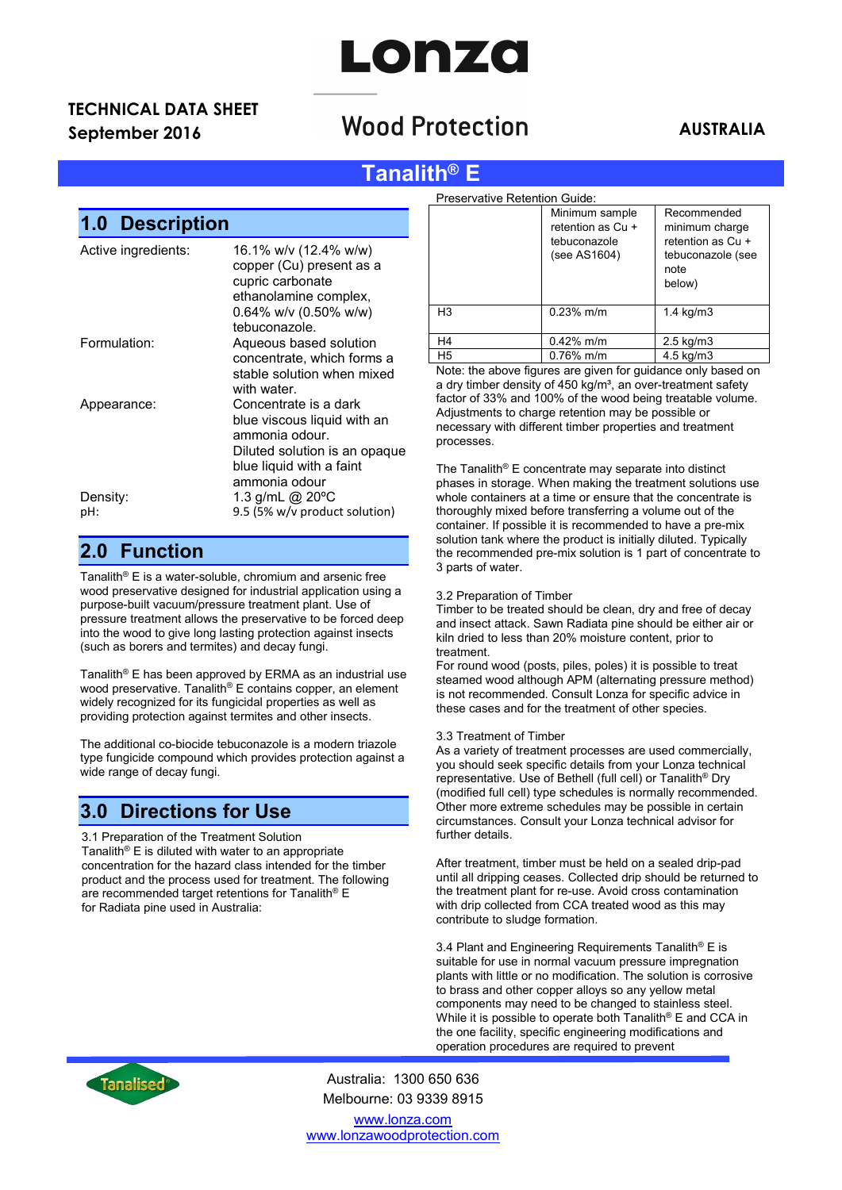Lonza

TECHNICAL DATA SHEET
September 2016

Wood Protection

AUSTRALIA

# Tanalith® E

## 1.0 Description

| | |
|---|---|
| Active ingredients: | 16.1% w/v (12.4% w/w) copper (Cu) present as a cupric carbonate ethanolamine complex, 0.64% w/v (0.50% w/w) tebuconazole. |
| Formulation: | Aqueous based solution concentrate, which forms a stable solution when mixed with water. |
| Appearance: | Concentrate is a dark blue viscous liquid with an ammonia odour. Diluted solution is an opaque blue liquid with a faint ammonia odour |
| Density: | 1.3 g/mL @ 20ºC |
| pH: | 9.5 (5% w/v product solution) |

## 2.0 Function

Tanalith® E is a water-soluble, chromium and arsenic free wood preservative designed for industrial application using a purpose-built vacuum/pressure treatment plant. Use of pressure treatment allows the preservative to be forced deep into the wood to give long lasting protection against insects (such as borers and termites) and decay fungi.

Tanalith® E has been approved by ERMA as an industrial use wood preservative. Tanalith® E contains copper, an element widely recognized for its fungicidal properties as well as providing protection against termites and other insects.

The additional co-biocide tebuconazole is a modern triazole type fungicide compound which provides protection against a wide range of decay fungi.

## 3.0 Directions for Use

3.1 Preparation of the Treatment Solution
Tanalith® E is diluted with water to an appropriate concentration for the hazard class intended for the timber product and the process used for treatment. The following are recommended target retentions for Tanalith® E for Radiata pine used in Australia:

Preservative Retention Guide:

| | Minimum sample retention as Cu + tebuconazole (see AS1604) | Recommended minimum charge retention as Cu + tebuconazole (see note below) |
|---|---|---|
| H3 | 0.23% m/m | 1.4 kg/m3 |
| H4 | 0.42% m/m | 2.5 kg/m3 |
| H5 | 0.76% m/m | 4.5 kg/m3 |

Note: the above figures are given for guidance only based on a dry timber density of 450 kg/m³, an over-treatment safety factor of 33% and 100% of the wood being treatable volume. Adjustments to charge retention may be possible or necessary with different timber properties and treatment processes.

The Tanalith® E concentrate may separate into distinct phases in storage. When making the treatment solutions use whole containers at a time or ensure that the concentrate is thoroughly mixed before transferring a volume out of the container. If possible it is recommended to have a pre-mix solution tank where the product is initially diluted. Typically the recommended pre-mix solution is 1 part of concentrate to 3 parts of water.

3.2 Preparation of Timber
Timber to be treated should be clean, dry and free of decay and insect attack. Sawn Radiata pine should be either air or kiln dried to less than 20% moisture content, prior to treatment.
For round wood (posts, piles, poles) it is possible to treat steamed wood although APM (alternating pressure method) is not recommended. Consult Lonza for specific advice in these cases and for the treatment of other species.

3.3 Treatment of Timber
As a variety of treatment processes are used commercially, you should seek specific details from your Lonza technical representative. Use of Bethell (full cell) or Tanalith® Dry (modified full cell) type schedules is normally recommended. Other more extreme schedules may be possible in certain circumstances. Consult your Lonza technical advisor for further details.

After treatment, timber must be held on a sealed drip-pad until all dripping ceases. Collected drip should be returned to the treatment plant for re-use. Avoid cross contamination with drip collected from CCA treated wood as this may contribute to sludge formation.

3.4 Plant and Engineering Requirements Tanalith® E is suitable for use in normal vacuum pressure impregnation plants with little or no modification. The solution is corrosive to brass and other copper alloys so any yellow metal components may need to be changed to stainless steel. While it is possible to operate both Tanalith® E and CCA in the one facility, specific engineering modifications and operation procedures are required to prevent

Tanalised®

Australia: 1300 650 636
Melbourne: 03 9339 8915
www.lonza.com
www.lonzawoodprotection.com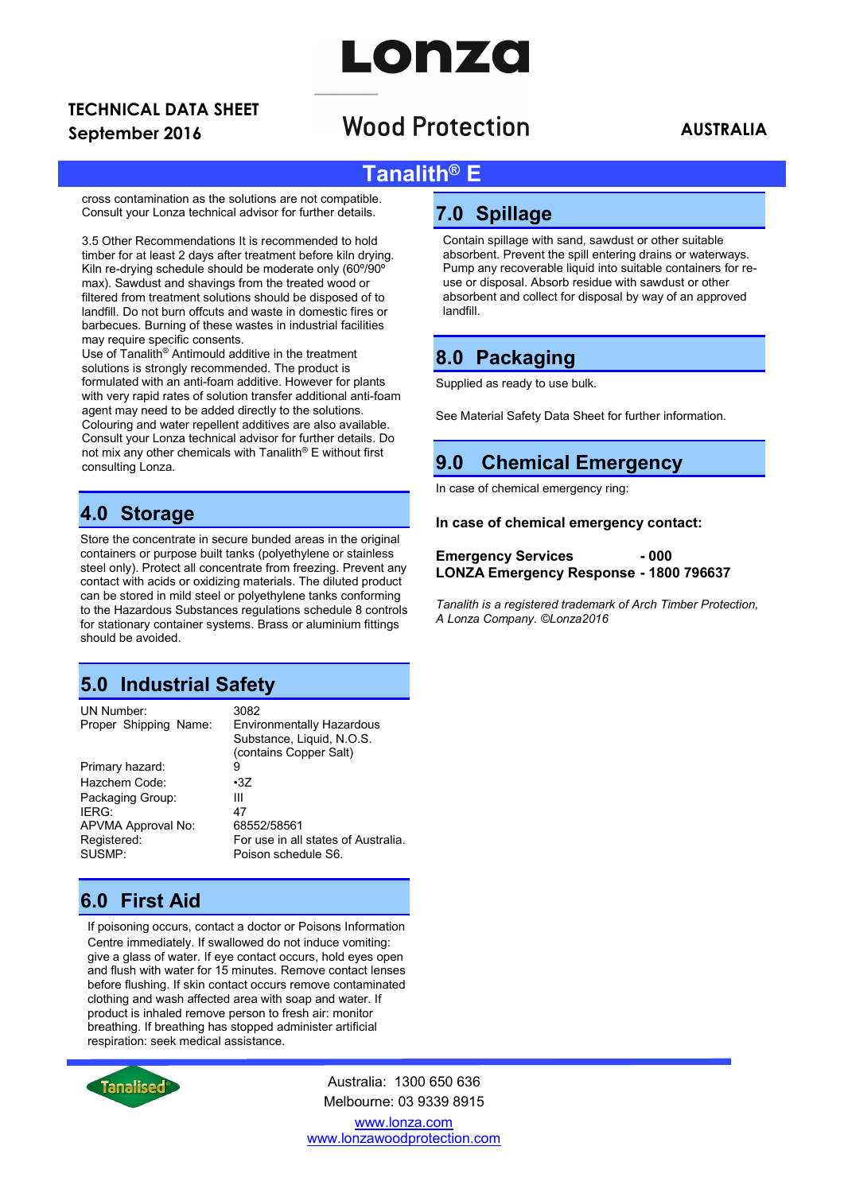cross contamination as the solutions are not compatible. Consult your Lonza technical advisor for further details.

3.5 Other Recommendations It is recommended to hold timber for at least 2 days after treatment before kiln drying. Kiln re-drying schedule should be moderate only (60º/90º max). Sawdust and shavings from the treated wood or filtered from treatment solutions should be disposed of to landfill. Do not burn offcuts and waste in domestic fires or barbecues. Burning of these wastes in industrial facilities may require specific consents.
Use of Tanalith® Antimould additive in the treatment solutions is strongly recommended. The product is formulated with an anti-foam additive. However for plants with very rapid rates of solution transfer additional anti-foam agent may need to be added directly to the solutions. Colouring and water repellent additives are also available. Consult your Lonza technical advisor for further details. Do not mix any other chemicals with Tanalith® E without first consulting Lonza.

## 4.0 Storage

Store the concentrate in secure bunded areas in the original containers or purpose built tanks (polyethylene or stainless steel only). Protect all concentrate from freezing. Prevent any contact with acids or oxidizing materials. The diluted product can be stored in mild steel or polyethylene tanks conforming to the Hazardous Substances regulations schedule 8 controls for stationary container systems. Brass or aluminium fittings should be avoided.

## 5.0 Industrial Safety

| | |
|---|---|
| UN Number: | 3082 |
| Proper Shipping Name: | Environmentally Hazardous Substance, Liquid, N.O.S. (contains Copper Salt) |
| Primary hazard: | 9 |
| Hazchem Code: | •3Z |
| Packaging Group: | III |
| IERG: | 47 |
| APVMA Approval No: | 68552/58561 |
| Registered: | For use in all states of Australia. |
| SUSMP: | Poison schedule S6. |

## 6.0 First Aid

If poisoning occurs, contact a doctor or Poisons Information Centre immediately. If swallowed do not induce vomiting: give a glass of water. If eye contact occurs, hold eyes open and flush with water for 15 minutes. Remove contact lenses before flushing. If skin contact occurs remove contaminated clothing and wash affected area with soap and water. If product is inhaled remove person to fresh air: monitor breathing. If breathing has stopped administer artificial respiration: seek medical assistance.

## 7.0 Spillage

Contain spillage with sand, sawdust or other suitable absorbent. Prevent the spill entering drains or waterways. Pump any recoverable liquid into suitable containers for re-use or disposal. Absorb residue with sawdust or other absorbent and collect for disposal by way of an approved landfill.

## 8.0 Packaging

Supplied as ready to use bulk.

See Material Safety Data Sheet for further information.

## 9.0 Chemical Emergency

In case of chemical emergency ring:

**In case of chemical emergency contact:**

**Emergency Services - 000**
**LONZA Emergency Response - 1800 796637**

*Tanalith is a registered trademark of Arch Timber Protection, A Lonza Company. ©Lonza2016*

Australia: 1300 650 636
Melbourne: 03 9339 8915

www.lonza.com
www.lonzawoodprotection.com